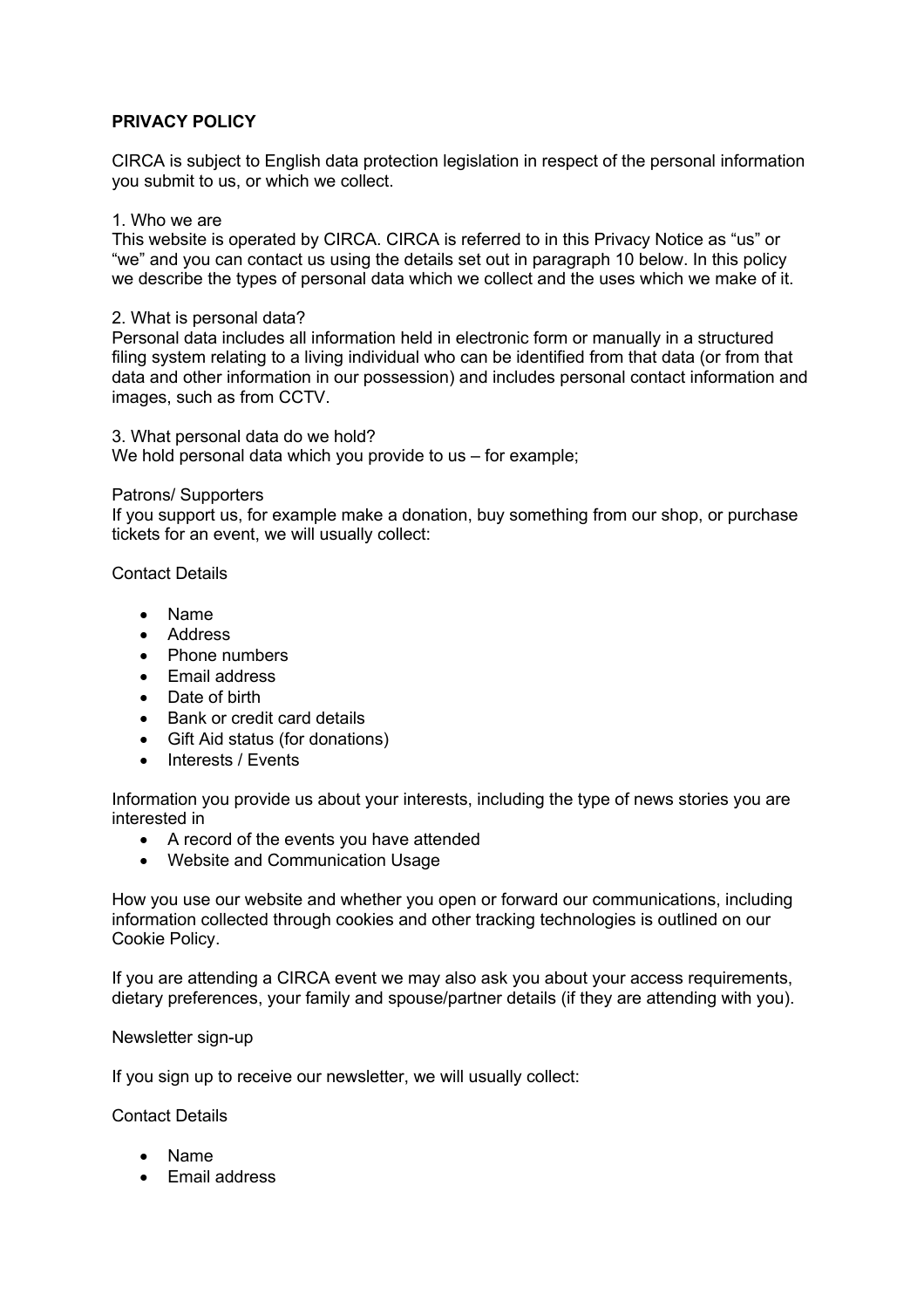**PRIVACY POLICY**

CIRCA is subject to English data protection legislation in respect of the personal information you submit to us, or which we collect.

1. Who we are
This website is operated by CIRCA. CIRCA is referred to in this Privacy Notice as "us" or "we" and you can contact us using the details set out in paragraph 10 below. In this policy we describe the types of personal data which we collect and the uses which we make of it.

2. What is personal data?
Personal data includes all information held in electronic form or manually in a structured filing system relating to a living individual who can be identified from that data (or from that data and other information in our possession) and includes personal contact information and images, such as from CCTV.

3. What personal data do we hold?
We hold personal data which you provide to us – for example;

Patrons/ Supporters
If you support us, for example make a donation, buy something from our shop, or purchase tickets for an event, we will usually collect:

Contact Details

- Name
- Address
- Phone numbers
- Email address
- Date of birth
- Bank or credit card details
- Gift Aid status (for donations)
- Interests / Events

Information you provide us about your interests, including the type of news stories you are interested in

- A record of the events you have attended
- Website and Communication Usage

How you use our website and whether you open or forward our communications, including information collected through cookies and other tracking technologies is outlined on our Cookie Policy.

If you are attending a CIRCA event we may also ask you about your access requirements, dietary preferences, your family and spouse/partner details (if they are attending with you).

Newsletter sign-up

If you sign up to receive our newsletter, we will usually collect:

Contact Details

- Name
- Email address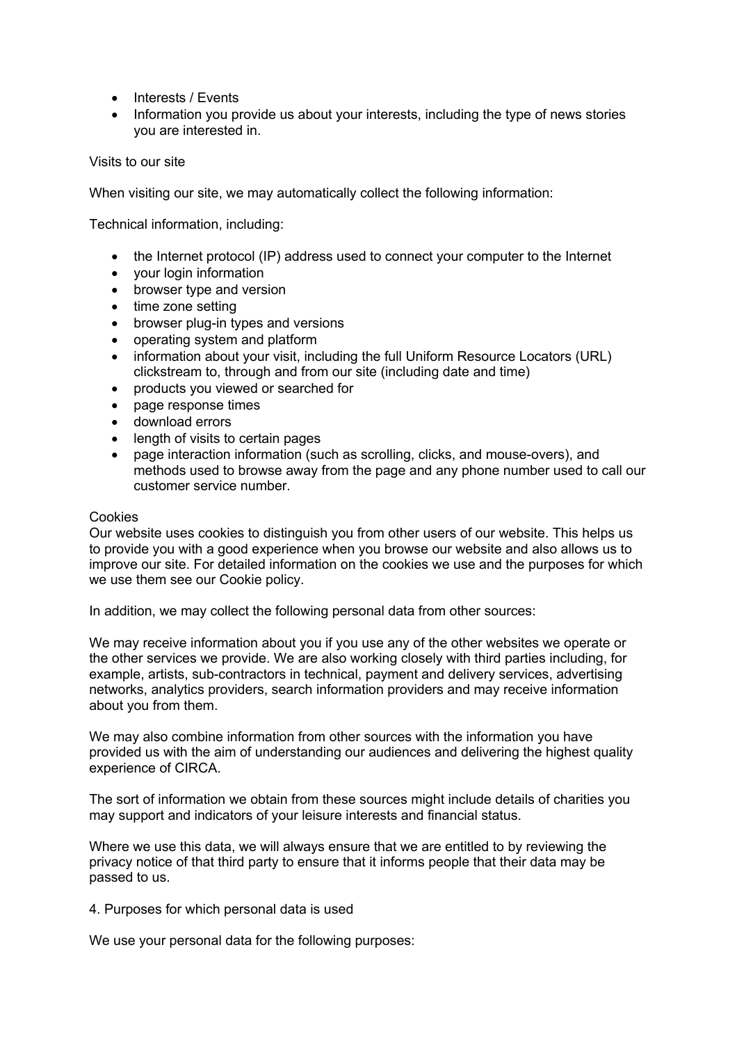- Interests / Events
- Information you provide us about your interests, including the type of news stories you are interested in.

Visits to our site

When visiting our site, we may automatically collect the following information:

Technical information, including:

- the Internet protocol (IP) address used to connect your computer to the Internet
- your login information
- browser type and version
- time zone setting
- browser plug-in types and versions
- operating system and platform
- information about your visit, including the full Uniform Resource Locators (URL) clickstream to, through and from our site (including date and time)
- products you viewed or searched for
- page response times
- download errors
- length of visits to certain pages
- page interaction information (such as scrolling, clicks, and mouse-overs), and methods used to browse away from the page and any phone number used to call our customer service number.

Cookies
Our website uses cookies to distinguish you from other users of our website. This helps us to provide you with a good experience when you browse our website and also allows us to improve our site. For detailed information on the cookies we use and the purposes for which we use them see our Cookie policy.

In addition, we may collect the following personal data from other sources:

We may receive information about you if you use any of the other websites we operate or the other services we provide. We are also working closely with third parties including, for example, artists, sub-contractors in technical, payment and delivery services, advertising networks, analytics providers, search information providers and may receive information about you from them.

We may also combine information from other sources with the information you have provided us with the aim of understanding our audiences and delivering the highest quality experience of CIRCA.

The sort of information we obtain from these sources might include details of charities you may support and indicators of your leisure interests and financial status.

Where we use this data, we will always ensure that we are entitled to by reviewing the privacy notice of that third party to ensure that it informs people that their data may be passed to us.

4. Purposes for which personal data is used

We use your personal data for the following purposes: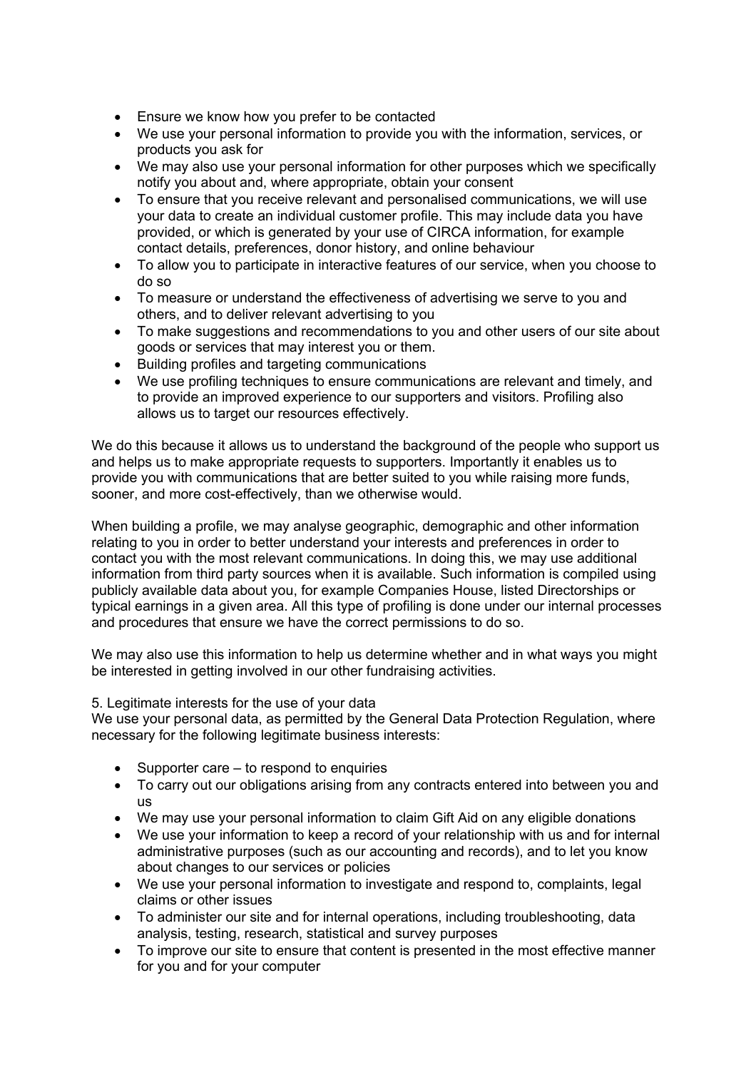- Ensure we know how you prefer to be contacted
- We use your personal information to provide you with the information, services, or products you ask for
- We may also use your personal information for other purposes which we specifically notify you about and, where appropriate, obtain your consent
- To ensure that you receive relevant and personalised communications, we will use your data to create an individual customer profile. This may include data you have provided, or which is generated by your use of CIRCA information, for example contact details, preferences, donor history, and online behaviour
- To allow you to participate in interactive features of our service, when you choose to do so
- To measure or understand the effectiveness of advertising we serve to you and others, and to deliver relevant advertising to you
- To make suggestions and recommendations to you and other users of our site about goods or services that may interest you or them.
- Building profiles and targeting communications
- We use profiling techniques to ensure communications are relevant and timely, and to provide an improved experience to our supporters and visitors. Profiling also allows us to target our resources effectively.

We do this because it allows us to understand the background of the people who support us and helps us to make appropriate requests to supporters. Importantly it enables us to provide you with communications that are better suited to you while raising more funds, sooner, and more cost-effectively, than we otherwise would.

When building a profile, we may analyse geographic, demographic and other information relating to you in order to better understand your interests and preferences in order to contact you with the most relevant communications. In doing this, we may use additional information from third party sources when it is available. Such information is compiled using publicly available data about you, for example Companies House, listed Directorships or typical earnings in a given area. All this type of profiling is done under our internal processes and procedures that ensure we have the correct permissions to do so.

We may also use this information to help us determine whether and in what ways you might be interested in getting involved in our other fundraising activities.

5. Legitimate interests for the use of your data

We use your personal data, as permitted by the General Data Protection Regulation, where necessary for the following legitimate business interests:

- Supporter care – to respond to enquiries
- To carry out our obligations arising from any contracts entered into between you and us
- We may use your personal information to claim Gift Aid on any eligible donations
- We use your information to keep a record of your relationship with us and for internal administrative purposes (such as our accounting and records), and to let you know about changes to our services or policies
- We use your personal information to investigate and respond to, complaints, legal claims or other issues
- To administer our site and for internal operations, including troubleshooting, data analysis, testing, research, statistical and survey purposes
- To improve our site to ensure that content is presented in the most effective manner for you and for your computer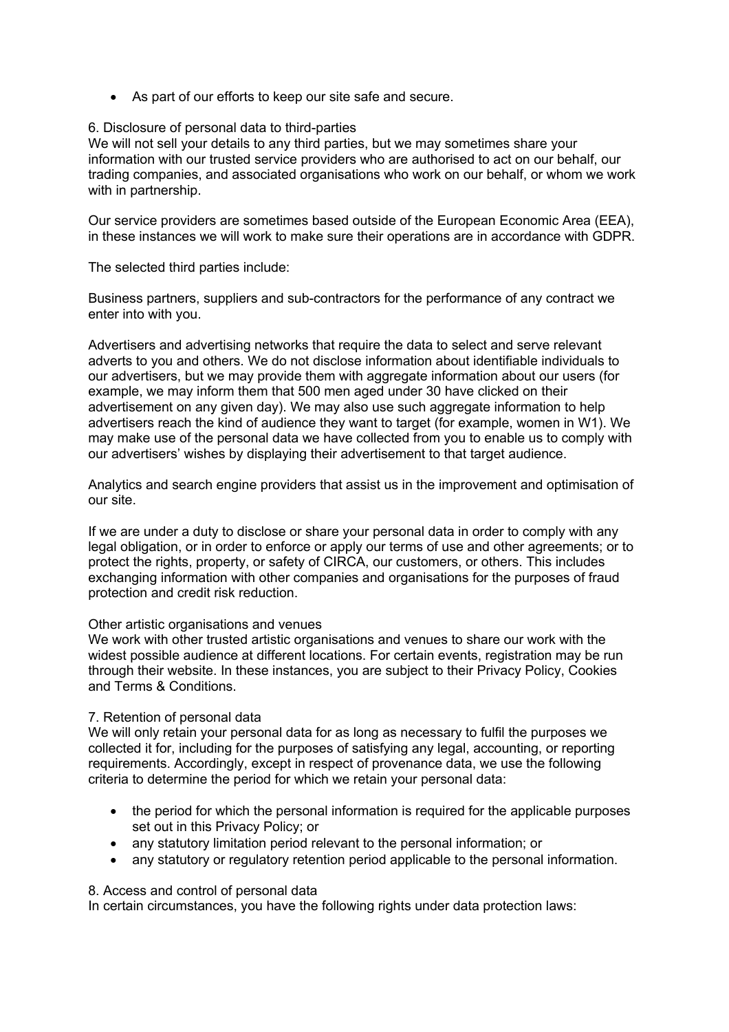- As part of our efforts to keep our site safe and secure.

## 6. Disclosure of personal data to third-parties

We will not sell your details to any third parties, but we may sometimes share your information with our trusted service providers who are authorised to act on our behalf, our trading companies, and associated organisations who work on our behalf, or whom we work with in partnership.

Our service providers are sometimes based outside of the European Economic Area (EEA), in these instances we will work to make sure their operations are in accordance with GDPR.

The selected third parties include:

Business partners, suppliers and sub-contractors for the performance of any contract we enter into with you.

Advertisers and advertising networks that require the data to select and serve relevant adverts to you and others. We do not disclose information about identifiable individuals to our advertisers, but we may provide them with aggregate information about our users (for example, we may inform them that 500 men aged under 30 have clicked on their advertisement on any given day). We may also use such aggregate information to help advertisers reach the kind of audience they want to target (for example, women in W1). We may make use of the personal data we have collected from you to enable us to comply with our advertisers' wishes by displaying their advertisement to that target audience.

Analytics and search engine providers that assist us in the improvement and optimisation of our site.

If we are under a duty to disclose or share your personal data in order to comply with any legal obligation, or in order to enforce or apply our terms of use and other agreements; or to protect the rights, property, or safety of CIRCA, our customers, or others. This includes exchanging information with other companies and organisations for the purposes of fraud protection and credit risk reduction.

### Other artistic organisations and venues

We work with other trusted artistic organisations and venues to share our work with the widest possible audience at different locations. For certain events, registration may be run through their website. In these instances, you are subject to their Privacy Policy, Cookies and Terms & Conditions.

## 7. Retention of personal data

We will only retain your personal data for as long as necessary to fulfil the purposes we collected it for, including for the purposes of satisfying any legal, accounting, or reporting requirements. Accordingly, except in respect of provenance data, we use the following criteria to determine the period for which we retain your personal data:

- the period for which the personal information is required for the applicable purposes set out in this Privacy Policy; or
- any statutory limitation period relevant to the personal information; or
- any statutory or regulatory retention period applicable to the personal information.

## 8. Access and control of personal data

In certain circumstances, you have the following rights under data protection laws: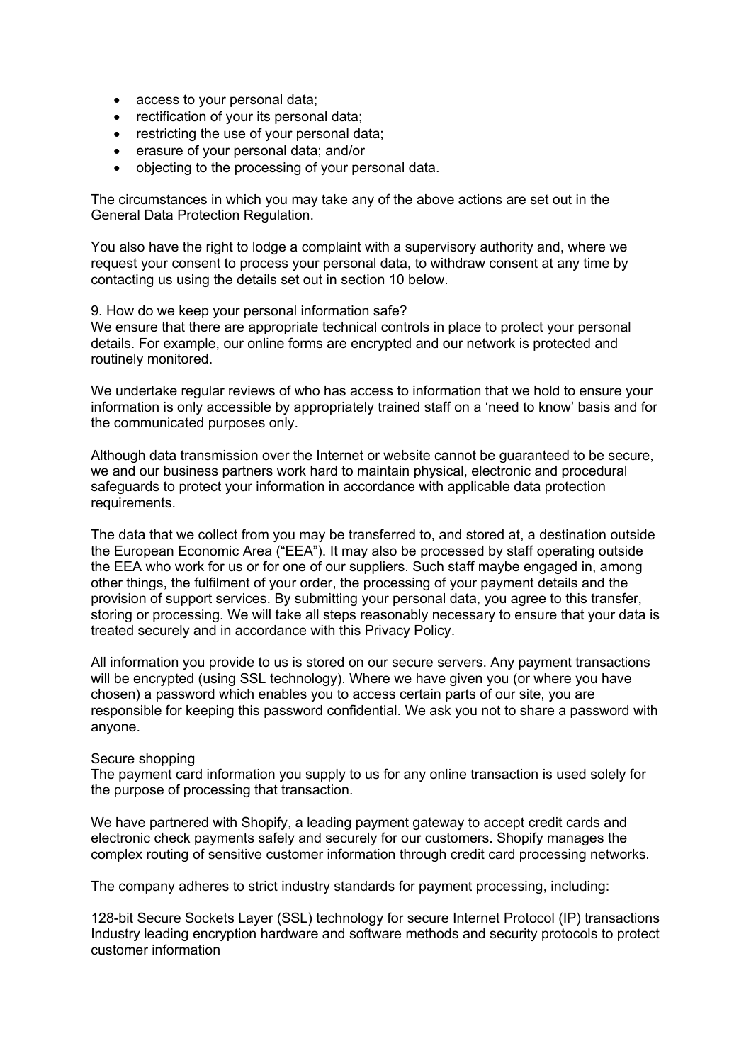- access to your personal data;
- rectification of your its personal data;
- restricting the use of your personal data;
- erasure of your personal data; and/or
- objecting to the processing of your personal data.

The circumstances in which you may take any of the above actions are set out in the General Data Protection Regulation.

You also have the right to lodge a complaint with a supervisory authority and, where we request your consent to process your personal data, to withdraw consent at any time by contacting us using the details set out in section 10 below.

9. How do we keep your personal information safe?

We ensure that there are appropriate technical controls in place to protect your personal details. For example, our online forms are encrypted and our network is protected and routinely monitored.

We undertake regular reviews of who has access to information that we hold to ensure your information is only accessible by appropriately trained staff on a 'need to know' basis and for the communicated purposes only.

Although data transmission over the Internet or website cannot be guaranteed to be secure, we and our business partners work hard to maintain physical, electronic and procedural safeguards to protect your information in accordance with applicable data protection requirements.

The data that we collect from you may be transferred to, and stored at, a destination outside the European Economic Area ("EEA"). It may also be processed by staff operating outside the EEA who work for us or for one of our suppliers. Such staff maybe engaged in, among other things, the fulfilment of your order, the processing of your payment details and the provision of support services. By submitting your personal data, you agree to this transfer, storing or processing. We will take all steps reasonably necessary to ensure that your data is treated securely and in accordance with this Privacy Policy.

All information you provide to us is stored on our secure servers. Any payment transactions will be encrypted (using SSL technology). Where we have given you (or where you have chosen) a password which enables you to access certain parts of our site, you are responsible for keeping this password confidential. We ask you not to share a password with anyone.

Secure shopping

The payment card information you supply to us for any online transaction is used solely for the purpose of processing that transaction.

We have partnered with Shopify, a leading payment gateway to accept credit cards and electronic check payments safely and securely for our customers. Shopify manages the complex routing of sensitive customer information through credit card processing networks.

The company adheres to strict industry standards for payment processing, including:

128-bit Secure Sockets Layer (SSL) technology for secure Internet Protocol (IP) transactions
Industry leading encryption hardware and software methods and security protocols to protect customer information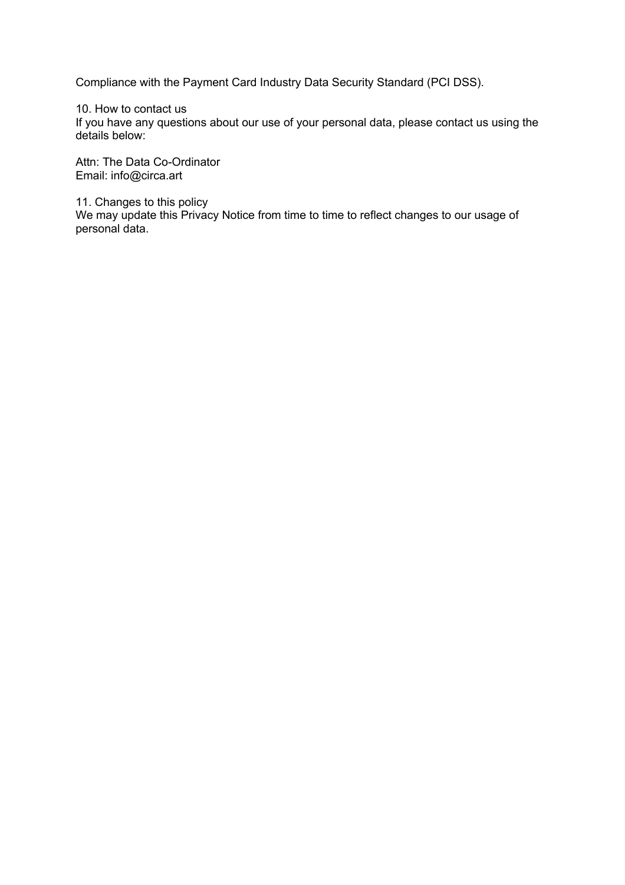Compliance with the Payment Card Industry Data Security Standard (PCI DSS).

## 10. How to contact us

If you have any questions about our use of your personal data, please contact us using the details below:

Attn: The Data Co-Ordinator
Email: info@circa.art

## 11. Changes to this policy

We may update this Privacy Notice from time to time to reflect changes to our usage of personal data.